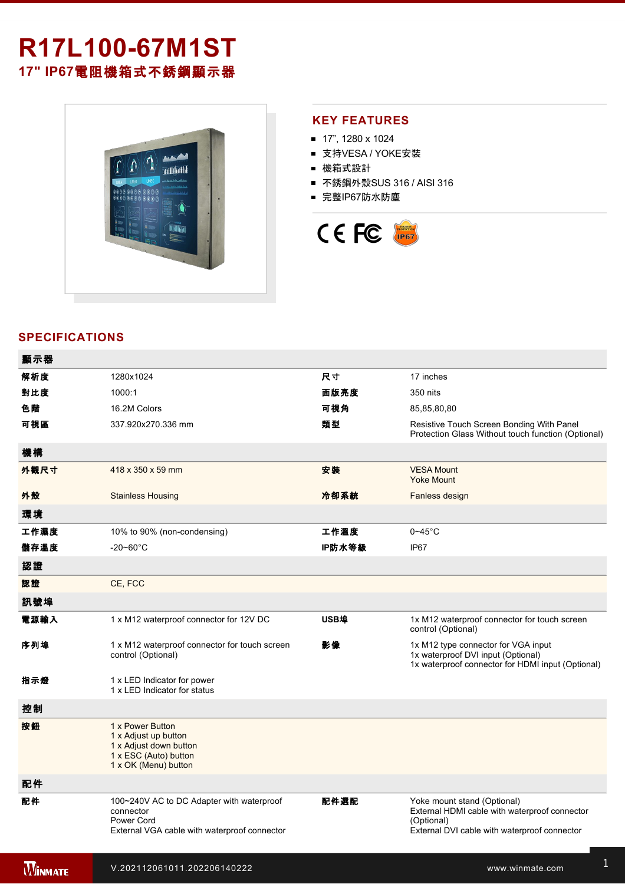# R17L100-67M1ST

## 17" IP67電阻機箱式不銹鋼顯示器

## KEY FEATURES

- 17", 1280 x 1024
- 支持VESA / YOKE安裝
- 機箱式設計
- 不銹鋼外殼SUS 316 / AISI 316
- 完整IP67防水防塵

## SPECIFICATIONS

| 顯示器 | | | |
|---|---|---|---|
| 解析度 | 1280x1024 | 尺寸 | 17 inches |
| 對比度 | 1000:1 | 面版亮度 | 350 nits |
| 色階 | 16.2M Colors | 可視角 | 85,85,80,80 |
| 可視區 | 337.920x270.336 mm | 類型 | Resistive Touch Screen Bonding With Panel Protection Glass Without touch function (Optional) |
| **機構** | | | |
| 外觀尺寸 | 418 x 350 x 59 mm | 安裝 | VESA Mount<br>Yoke Mount |
| 外殼 | Stainless Housing | 冷卻系統 | Fanless design |
| **環境** | | | |
| 工作濕度 | 10% to 90% (non-condensing) | 工作溫度 | 0~45°C |
| 儲存溫度 | -20~60°C | IP防水等級 | IP67 |
| **認證** | | | |
| 認證 | CE, FCC | | |
| **訊號埠** | | | |
| 電源輸入 | 1 x M12 waterproof connector for 12V DC | USB埠 | 1x M12 waterproof connector for touch screen control (Optional) |
| 序列埠 | 1 x M12 waterproof connector for touch screen control (Optional) | 影像 | 1x M12 type connector for VGA input<br>1x waterproof DVI input (Optional)<br>1x waterproof connector for HDMI input (Optional) |
| 指示燈 | 1 x LED Indicator for power<br>1 x LED Indicator for status | | |
| **控制** | | | |
| 按鈕 | 1 x Power Button<br>1 x Adjust up button<br>1 x Adjust down button<br>1 x ESC (Auto) button<br>1 x OK (Menu) button | | |
| **配件** | | | |
| 配件 | 100~240V AC to DC Adapter with waterproof connector<br>Power Cord<br>External VGA cable with waterproof connector | 配件選配 | Yoke mount stand (Optional)<br>External HDMI cable with waterproof connector (Optional)<br>External DVI cable with waterproof connector |

V.202112061011.202206140222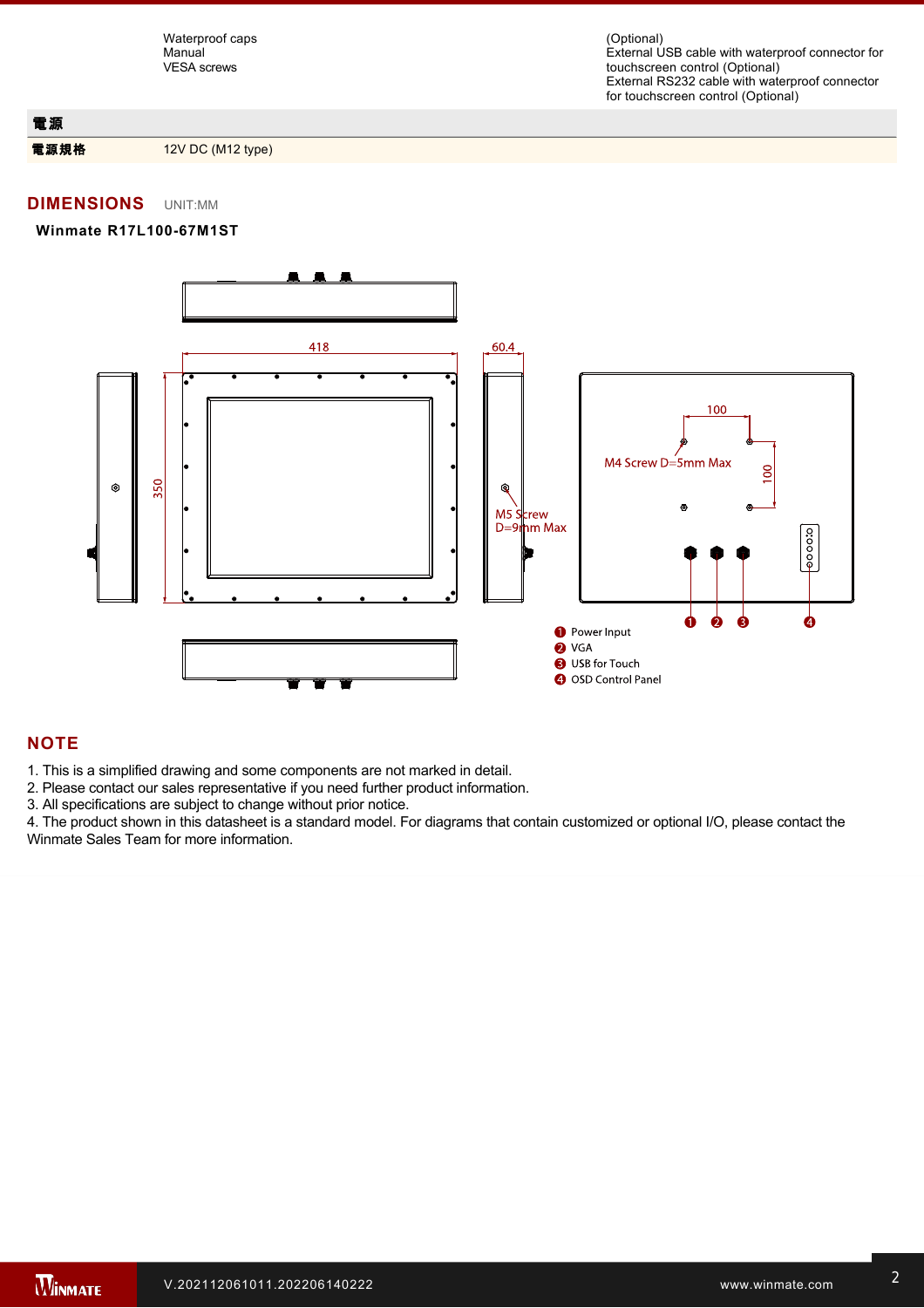| | | |
|---|---|---|
| | Waterproof caps<br>Manual<br>VESA screws | (Optional)<br>External USB cable with waterproof connector for touchscreen control (Optional)<br>External RS232 cable with waterproof connector for touchscreen control (Optional) |

| 電源 | |
|---|---|
| 電源規格 | 12V DC (M12 type) |

## DIMENSIONS UNIT:MM

**Winmate R17L100-67M1ST**

418

60.4

350

100

100

M4 Screw D=5mm Max

M5 Screw D=9mm Max

1 Power Input
2 VGA
3 USB for Touch
4 OSD Control Panel

## NOTE

1. This is a simplified drawing and some components are not marked in detail.
2. Please contact our sales representative if you need further product information.
3. All specifications are subject to change without prior notice.
4. The product shown in this datasheet is a standard model. For diagrams that contain customized or optional I/O, please contact the Winmate Sales Team for more information.